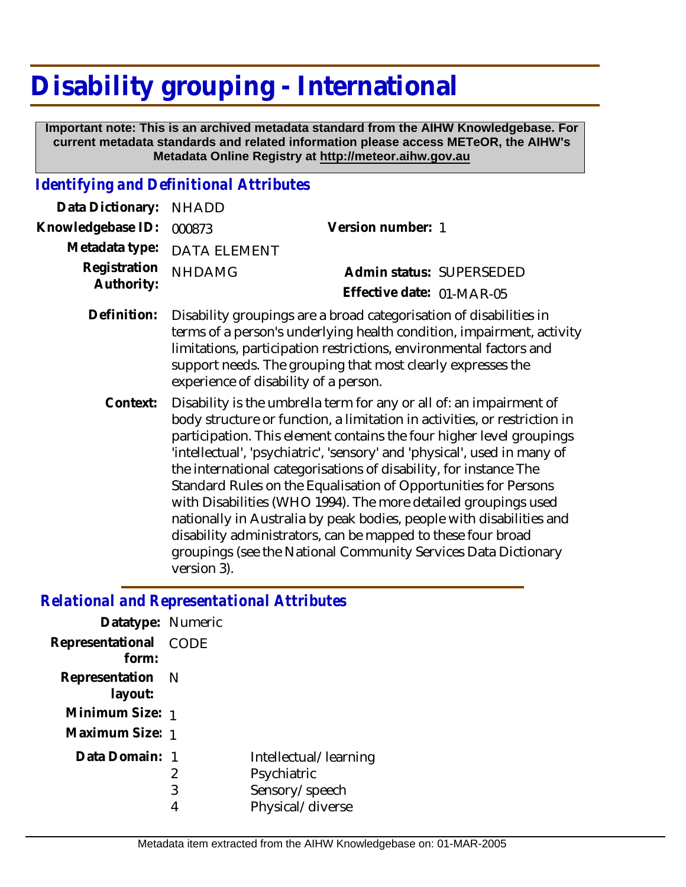# Disability grouping - International

**Important note: This is an archived metadata standard from the AIHW Knowledgebase. For current metadata standards and related information please access METeOR, the AIHW's Metadata Online Registry at http://meteor.aihw.gov.au**

## *Identifying and Definitional Attributes*

| | | | |
|---|---|---|---|
| **Data Dictionary:** | NHADD | | |
| **Knowledgebase ID:** | 000873 | **Version number:** | 1 |
| **Metadata type:** | DATA ELEMENT | | |
| **Registration Authority:** | NHDAMG | **Admin status:** | SUPERSEDED |
| | | **Effective date:** | 01-MAR-05 |

**Definition:** Disability groupings are a broad categorisation of disabilities in terms of a person's underlying health condition, impairment, activity limitations, participation restrictions, environmental factors and support needs. The grouping that most clearly expresses the experience of disability of a person.

**Context:** Disability is the umbrella term for any or all of: an impairment of body structure or function, a limitation in activities, or restriction in participation. This element contains the four higher level groupings 'intellectual', 'psychiatric', 'sensory' and 'physical', used in many of the international categorisations of disability, for instance The Standard Rules on the Equalisation of Opportunities for Persons with Disabilities (WHO 1994). The more detailed groupings used nationally in Australia by peak bodies, people with disabilities and disability administrators, can be mapped to these four broad groupings (see the National Community Services Data Dictionary version 3).

## *Relational and Representational Attributes*

**Datatype:** Numeric

**Representational form:** CODE

**Representation layout:** N

**Minimum Size:** 1

**Maximum Size:** 1

**Data Domain:**

| | |
|---|---|
| 1 | Intellectual/learning |
| 2 | Psychiatric |
| 3 | Sensory/speech |
| 4 | Physical/diverse |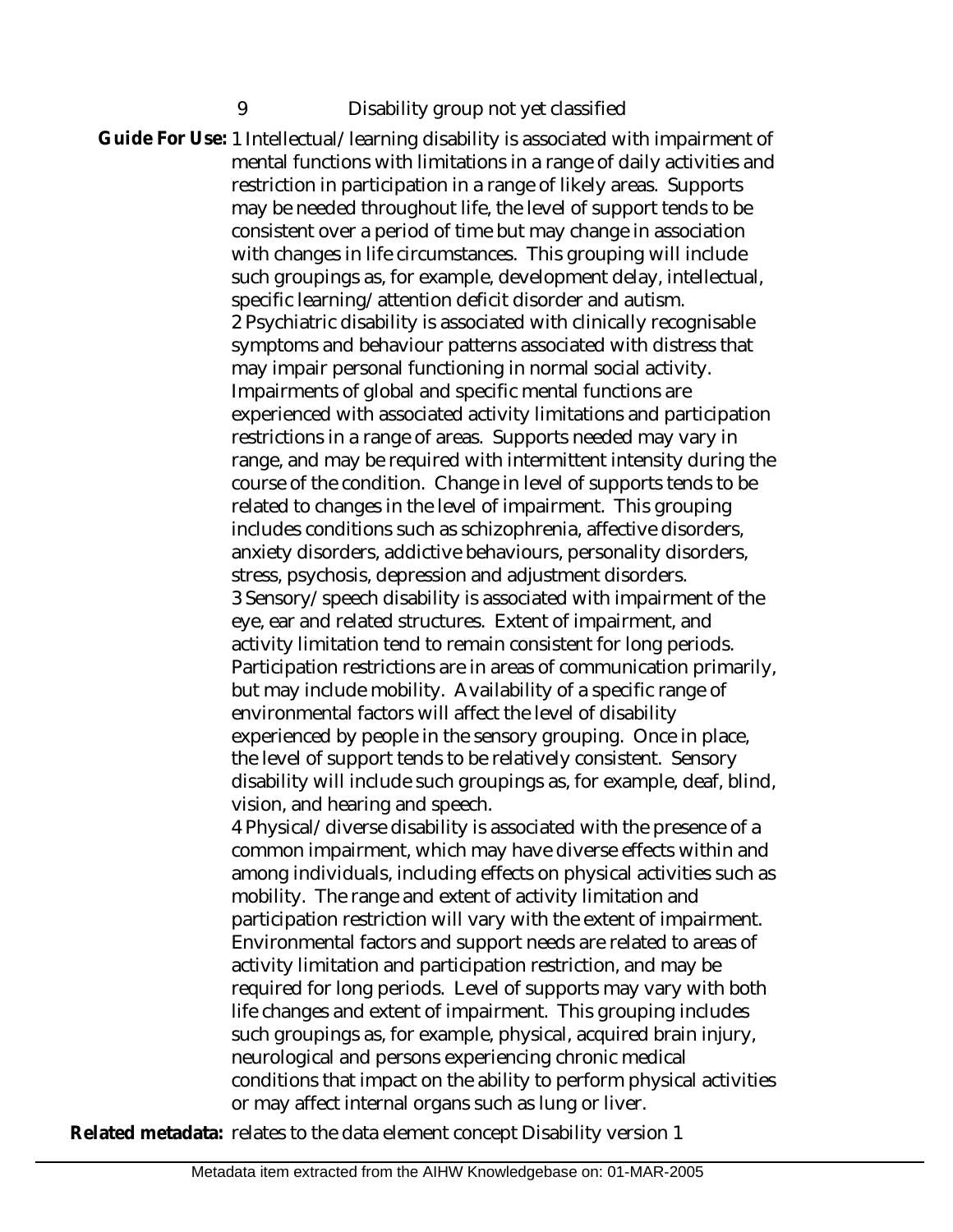9 Disability group not yet classified

**Guide For Use:** 1 Intellectual/learning disability is associated with impairment of mental functions with limitations in a range of daily activities and restriction in participation in a range of likely areas. Supports may be needed throughout life, the level of support tends to be consistent over a period of time but may change in association with changes in life circumstances. This grouping will include such groupings as, for example, development delay, intellectual, specific learning/attention deficit disorder and autism.

2 Psychiatric disability is associated with clinically recognisable symptoms and behaviour patterns associated with distress that may impair personal functioning in normal social activity. Impairments of global and specific mental functions are experienced with associated activity limitations and participation restrictions in a range of areas. Supports needed may vary in range, and may be required with intermittent intensity during the course of the condition. Change in level of supports tends to be related to changes in the level of impairment. This grouping includes conditions such as schizophrenia, affective disorders, anxiety disorders, addictive behaviours, personality disorders, stress, psychosis, depression and adjustment disorders.

3 Sensory/speech disability is associated with impairment of the eye, ear and related structures. Extent of impairment, and activity limitation tend to remain consistent for long periods. Participation restrictions are in areas of communication primarily, but may include mobility. Availability of a specific range of environmental factors will affect the level of disability experienced by people in the sensory grouping. Once in place, the level of support tends to be relatively consistent. Sensory disability will include such groupings as, for example, deaf, blind, vision, and hearing and speech.

4 Physical/diverse disability is associated with the presence of a common impairment, which may have diverse effects within and among individuals, including effects on physical activities such as mobility. The range and extent of activity limitation and participation restriction will vary with the extent of impairment. Environmental factors and support needs are related to areas of activity limitation and participation restriction, and may be required for long periods. Level of supports may vary with both life changes and extent of impairment. This grouping includes such groupings as, for example, physical, acquired brain injury, neurological and persons experiencing chronic medical conditions that impact on the ability to perform physical activities or may affect internal organs such as lung or liver.

**Related metadata:** relates to the data element concept Disability version 1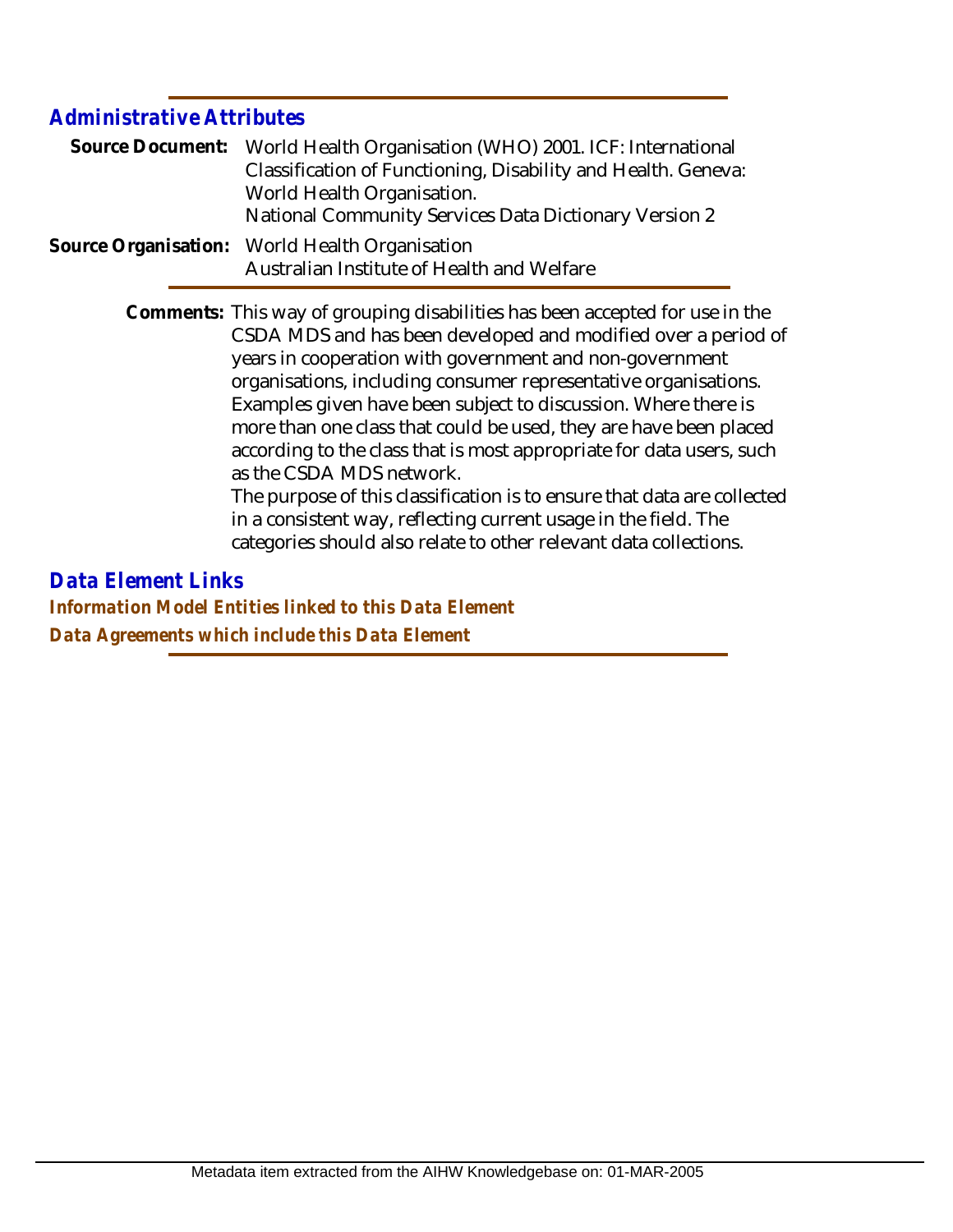## Administrative Attributes

**Source Document:** World Health Organisation (WHO) 2001. ICF: International Classification of Functioning, Disability and Health. Geneva: World Health Organisation.
National Community Services Data Dictionary Version 2

**Source Organisation:** World Health Organisation
Australian Institute of Health and Welfare

**Comments:** This way of grouping disabilities has been accepted for use in the CSDA MDS and has been developed and modified over a period of years in cooperation with government and non-government organisations, including consumer representative organisations. Examples given have been subject to discussion. Where there is more than one class that could be used, they are have been placed according to the class that is most appropriate for data users, such as the CSDA MDS network.
The purpose of this classification is to ensure that data are collected in a consistent way, reflecting current usage in the field. The categories should also relate to other relevant data collections.

## Data Element Links

***Information Model Entities linked to this Data Element***

***Data Agreements which include this Data Element***